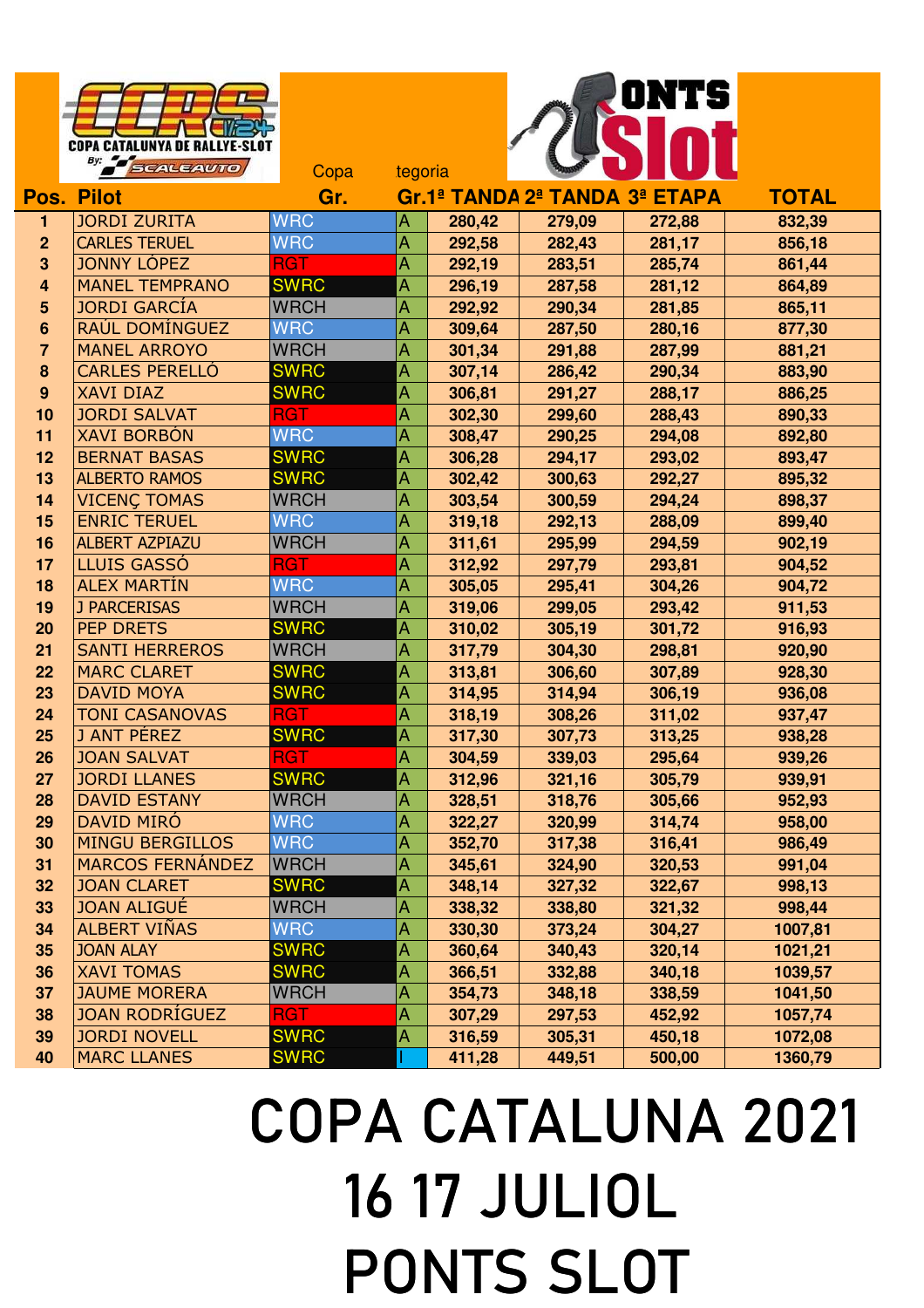| Pos. | Pilot | Copa Gr. | Categoria Gr. | 1ª TANDA | 2ª TANDA | 3ª ETAPA | TOTAL |
|---|---|---|---|---|---|---|---|
| 1 | JORDI ZURITA | WRC | A | 280,42 | 279,09 | 272,88 | 832,39 |
| 2 | CARLES TERUEL | WRC | A | 292,58 | 282,43 | 281,17 | 856,18 |
| 3 | JONNY LÓPEZ | RGT | A | 292,19 | 283,51 | 285,74 | 861,44 |
| 4 | MANEL TEMPRANO | SWRC | A | 296,19 | 287,58 | 281,12 | 864,89 |
| 5 | JORDI GARCÍA | WRCH | A | 292,92 | 290,34 | 281,85 | 865,11 |
| 6 | RAÚL DOMÍNGUEZ | WRC | A | 309,64 | 287,50 | 280,16 | 877,30 |
| 7 | MANEL ARROYO | WRCH | A | 301,34 | 291,88 | 287,99 | 881,21 |
| 8 | CARLES PERELLÓ | SWRC | A | 307,14 | 286,42 | 290,34 | 883,90 |
| 9 | XAVI DIAZ | SWRC | A | 306,81 | 291,27 | 288,17 | 886,25 |
| 10 | JORDI SALVAT | RGT | A | 302,30 | 299,60 | 288,43 | 890,33 |
| 11 | XAVI BORBÓN | WRC | A | 308,47 | 290,25 | 294,08 | 892,80 |
| 12 | BERNAT BASAS | SWRC | A | 306,28 | 294,17 | 293,02 | 893,47 |
| 13 | ALBERTO RAMOS | SWRC | A | 302,42 | 300,63 | 292,27 | 895,32 |
| 14 | VICENÇ TOMAS | WRCH | A | 303,54 | 300,59 | 294,24 | 898,37 |
| 15 | ENRIC TERUEL | WRC | A | 319,18 | 292,13 | 288,09 | 899,40 |
| 16 | ALBERT AZPIAZU | WRCH | A | 311,61 | 295,99 | 294,59 | 902,19 |
| 17 | LLUIS GASSÓ | RGT | A | 312,92 | 297,79 | 293,81 | 904,52 |
| 18 | ALEX MARTÍN | WRC | A | 305,05 | 295,41 | 304,26 | 904,72 |
| 19 | J PARCERISAS | WRCH | A | 319,06 | 299,05 | 293,42 | 911,53 |
| 20 | PEP DRETS | SWRC | A | 310,02 | 305,19 | 301,72 | 916,93 |
| 21 | SANTI HERREROS | WRCH | A | 317,79 | 304,30 | 298,81 | 920,90 |
| 22 | MARC CLARET | SWRC | A | 313,81 | 306,60 | 307,89 | 928,30 |
| 23 | DAVID MOYA | SWRC | A | 314,95 | 314,94 | 306,19 | 936,08 |
| 24 | TONI CASANOVAS | RGT | A | 318,19 | 308,26 | 311,02 | 937,47 |
| 25 | J ANT PÉREZ | SWRC | A | 317,30 | 307,73 | 313,25 | 938,28 |
| 26 | JOAN SALVAT | RGT | A | 304,59 | 339,03 | 295,64 | 939,26 |
| 27 | JORDI LLANES | SWRC | A | 312,96 | 321,16 | 305,79 | 939,91 |
| 28 | DAVID ESTANY | WRCH | A | 328,51 | 318,76 | 305,66 | 952,93 |
| 29 | DAVID MIRÓ | WRC | A | 322,27 | 320,99 | 314,74 | 958,00 |
| 30 | MINGU BERGILLOS | WRC | A | 352,70 | 317,38 | 316,41 | 986,49 |
| 31 | MARCOS FERNÁNDEZ | WRCH | A | 345,61 | 324,90 | 320,53 | 991,04 |
| 32 | JOAN CLARET | SWRC | A | 348,14 | 327,32 | 322,67 | 998,13 |
| 33 | JOAN ALIGUÉ | WRCH | A | 338,32 | 338,80 | 321,32 | 998,44 |
| 34 | ALBERT VIÑAS | WRC | A | 330,30 | 373,24 | 304,27 | 1007,81 |
| 35 | JOAN ALAY | SWRC | A | 360,64 | 340,43 | 320,14 | 1021,21 |
| 36 | XAVI TOMAS | SWRC | A | 366,51 | 332,88 | 340,18 | 1039,57 |
| 37 | JAUME MORERA | WRCH | A | 354,73 | 348,18 | 338,59 | 1041,50 |
| 38 | JOAN RODRÍGUEZ | RGT | A | 307,29 | 297,53 | 452,92 | 1057,74 |
| 39 | JORDI NOVELL | SWRC | A | 316,59 | 305,31 | 450,18 | 1072,08 |
| 40 | MARC LLANES | SWRC | I | 411,28 | 449,51 | 500,00 | 1360,79 |

# COPA CATALUNA 2021
# 16 17 JULIOL
# PONTS SLOT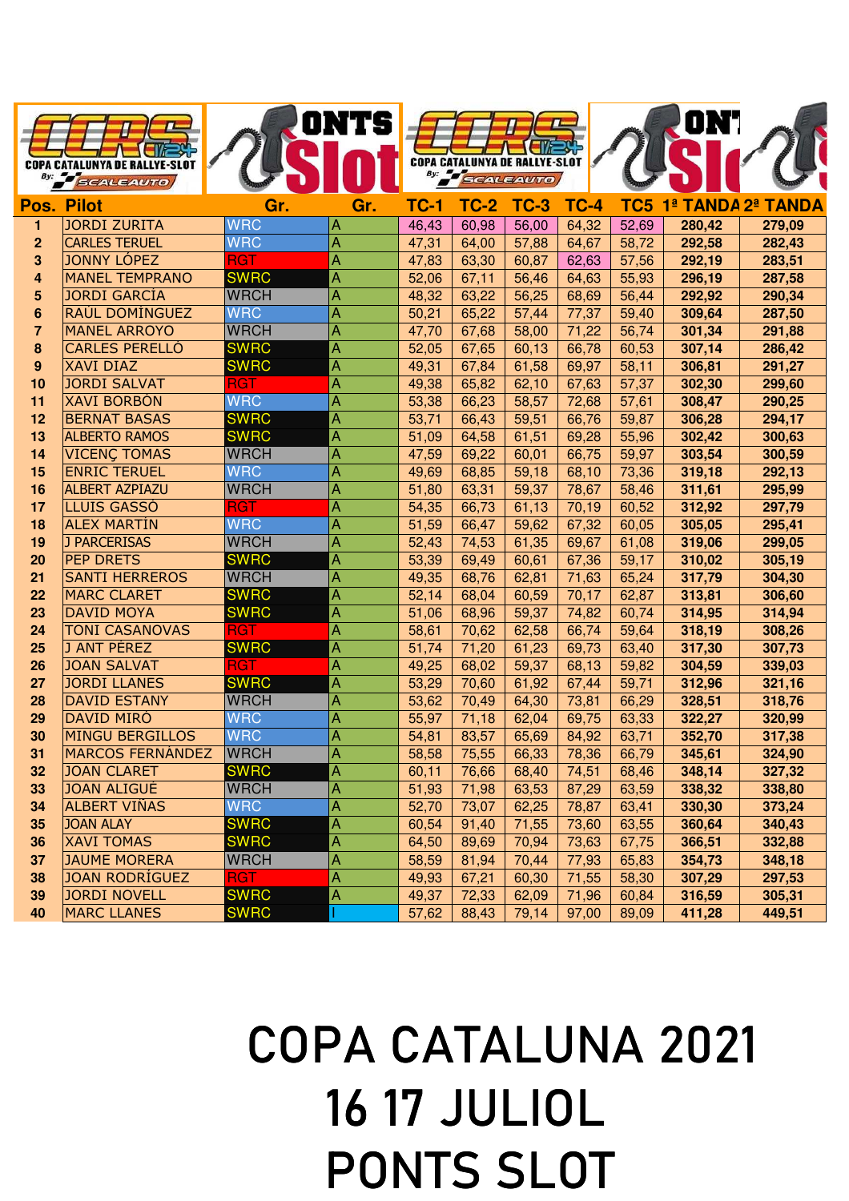| Pos. | Pilot | Gr. | Gr. | TC-1 | TC-2 | TC-3 | TC-4 | TC5 | 1ª TANDA | 2ª TANDA |
|---|---|---|---|---|---|---|---|---|---|---|
| 1 | JORDI ZURITA | WRC | A | 46,43 | 60,98 | 56,00 | 64,32 | 52,69 | 280,42 | 279,09 |
| 2 | CARLES TERUEL | WRC | A | 47,31 | 64,00 | 57,88 | 64,67 | 58,72 | 292,58 | 282,43 |
| 3 | JONNY LÓPEZ | RGT | A | 47,83 | 63,30 | 60,87 | 62,63 | 57,56 | 292,19 | 283,51 |
| 4 | MANEL TEMPRANO | SWRC | A | 52,06 | 67,11 | 56,46 | 64,63 | 55,93 | 296,19 | 287,58 |
| 5 | JORDI GARCÍA | WRCH | A | 48,32 | 63,22 | 56,25 | 68,69 | 56,44 | 292,92 | 290,34 |
| 6 | RAÚL DOMÍNGUEZ | WRC | A | 50,21 | 65,22 | 57,44 | 77,37 | 59,40 | 309,64 | 287,50 |
| 7 | MANEL ARROYO | WRCH | A | 47,70 | 67,68 | 58,00 | 71,22 | 56,74 | 301,34 | 291,88 |
| 8 | CARLES PERELLÓ | SWRC | A | 52,05 | 67,65 | 60,13 | 66,78 | 60,53 | 307,14 | 286,42 |
| 9 | XAVI DIAZ | SWRC | A | 49,31 | 67,84 | 61,58 | 69,97 | 58,11 | 306,81 | 291,27 |
| 10 | JORDI SALVAT | RGT | A | 49,38 | 65,82 | 62,10 | 67,63 | 57,37 | 302,30 | 299,60 |
| 11 | XAVI BORBÓN | WRC | A | 53,38 | 66,23 | 58,57 | 72,68 | 57,61 | 308,47 | 290,25 |
| 12 | BERNAT BASAS | SWRC | A | 53,71 | 66,43 | 59,51 | 66,76 | 59,87 | 306,28 | 294,17 |
| 13 | ALBERTO RAMOS | SWRC | A | 51,09 | 64,58 | 61,51 | 69,28 | 55,96 | 302,42 | 300,63 |
| 14 | VICENÇ TOMAS | WRCH | A | 47,59 | 69,22 | 60,01 | 66,75 | 59,97 | 303,54 | 300,59 |
| 15 | ENRIC TERUEL | WRC | A | 49,69 | 68,85 | 59,18 | 68,10 | 73,36 | 319,18 | 292,13 |
| 16 | ALBERT AZPIAZU | WRCH | A | 51,80 | 63,31 | 59,37 | 78,67 | 58,46 | 311,61 | 295,99 |
| 17 | LLUIS GASSÓ | RGT | A | 54,35 | 66,73 | 61,13 | 70,19 | 60,52 | 312,92 | 297,79 |
| 18 | ALEX MARTÍN | WRC | A | 51,59 | 66,47 | 59,62 | 67,32 | 60,05 | 305,05 | 295,41 |
| 19 | J PARCERISAS | WRCH | A | 52,43 | 74,53 | 61,35 | 69,67 | 61,08 | 319,06 | 299,05 |
| 20 | PEP DRETS | SWRC | A | 53,39 | 69,49 | 60,61 | 67,36 | 59,17 | 310,02 | 305,19 |
| 21 | SANTI HERREROS | WRCH | A | 49,35 | 68,76 | 62,81 | 71,63 | 65,24 | 317,79 | 304,30 |
| 22 | MARC CLARET | SWRC | A | 52,14 | 68,04 | 60,59 | 70,17 | 62,87 | 313,81 | 306,60 |
| 23 | DAVID MOYA | SWRC | A | 51,06 | 68,96 | 59,37 | 74,82 | 60,74 | 314,95 | 314,94 |
| 24 | TONI CASANOVAS | RGT | A | 58,61 | 70,62 | 62,58 | 66,74 | 59,64 | 318,19 | 308,26 |
| 25 | J ANT PÉREZ | SWRC | A | 51,74 | 71,20 | 61,23 | 69,73 | 63,40 | 317,30 | 307,73 |
| 26 | JOAN SALVAT | RGT | A | 49,25 | 68,02 | 59,37 | 68,13 | 59,82 | 304,59 | 339,03 |
| 27 | JORDI LLANES | SWRC | A | 53,29 | 70,60 | 61,92 | 67,44 | 59,71 | 312,96 | 321,16 |
| 28 | DAVID ESTANY | WRCH | A | 53,62 | 70,49 | 64,30 | 73,81 | 66,29 | 328,51 | 318,76 |
| 29 | DAVID MIRÓ | WRC | A | 55,97 | 71,18 | 62,04 | 69,75 | 63,33 | 322,27 | 320,99 |
| 30 | MINGU BERGILLOS | WRC | A | 54,81 | 83,57 | 65,69 | 84,92 | 63,71 | 352,70 | 317,38 |
| 31 | MARCOS FERNÁNDEZ | WRCH | A | 58,58 | 75,55 | 66,33 | 78,36 | 66,79 | 345,61 | 324,90 |
| 32 | JOAN CLARET | SWRC | A | 60,11 | 76,66 | 68,40 | 74,51 | 68,46 | 348,14 | 327,32 |
| 33 | JOAN ALIGUÉ | WRCH | A | 51,93 | 71,98 | 63,53 | 87,29 | 63,59 | 338,32 | 338,80 |
| 34 | ALBERT VIÑAS | WRC | A | 52,70 | 73,07 | 62,25 | 78,87 | 63,41 | 330,30 | 373,24 |
| 35 | JOAN ALAY | SWRC | A | 60,54 | 91,40 | 71,55 | 73,60 | 63,55 | 360,64 | 340,43 |
| 36 | XAVI TOMAS | SWRC | A | 64,50 | 89,69 | 70,94 | 73,63 | 67,75 | 366,51 | 332,88 |
| 37 | JAUME MORERA | WRCH | A | 58,59 | 81,94 | 70,44 | 77,93 | 65,83 | 354,73 | 348,18 |
| 38 | JOAN RODRÍGUEZ | RGT | A | 49,93 | 67,21 | 60,30 | 71,55 | 58,30 | 307,29 | 297,53 |
| 39 | JORDI NOVELL | SWRC | A | 49,37 | 72,33 | 62,09 | 71,96 | 60,84 | 316,59 | 305,31 |
| 40 | MARC LLANES | SWRC | I | 57,62 | 88,43 | 79,14 | 97,00 | 89,09 | 411,28 | 449,51 |

# COPA CATALUNA 2021
# 16 17 JULIOL
# PONTS SLOT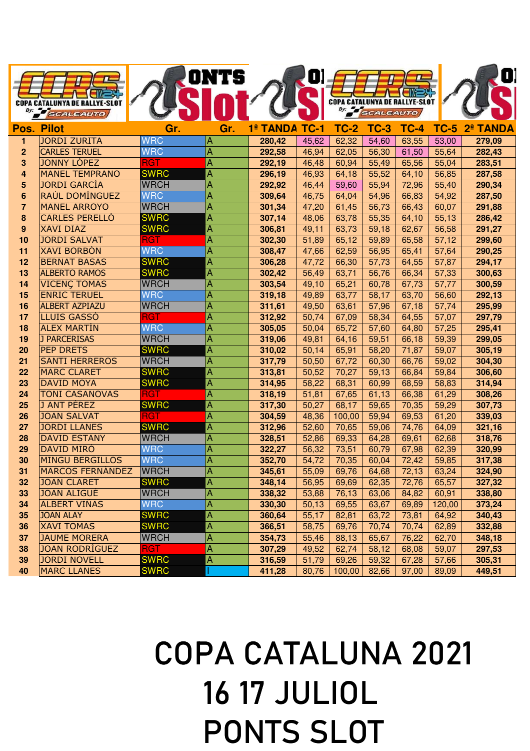| Pos. | Pilot | Gr. | Gr. | 1ª TANDA | TC-1 | TC-2 | TC-3 | TC-4 | TC-5 | 2ª TANDA |
|---|---|---|---|---|---|---|---|---|---|---|
| 1 | JORDI ZURITA | WRC | A | 280,42 | 45,62 | 62,32 | 54,60 | 63,55 | 53,00 | 279,09 |
| 2 | CARLES TERUEL | WRC | A | 292,58 | 46,94 | 62,05 | 56,30 | 61,50 | 55,64 | 282,43 |
| 3 | JONNY LÓPEZ | RGT | A | 292,19 | 46,48 | 60,94 | 55,49 | 65,56 | 55,04 | 283,51 |
| 4 | MANEL TEMPRANO | SWRC | A | 296,19 | 46,93 | 64,18 | 55,52 | 64,10 | 56,85 | 287,58 |
| 5 | JORDI GARCÍA | WRCH | A | 292,92 | 46,44 | 59,60 | 55,94 | 72,96 | 55,40 | 290,34 |
| 6 | RAÚL DOMÍNGUEZ | WRC | A | 309,64 | 46,75 | 64,04 | 54,96 | 66,83 | 54,92 | 287,50 |
| 7 | MANEL ARROYO | WRCH | A | 301,34 | 47,20 | 61,45 | 56,73 | 66,43 | 60,07 | 291,88 |
| 8 | CARLES PERELLÓ | SWRC | A | 307,14 | 48,06 | 63,78 | 55,35 | 64,10 | 55,13 | 286,42 |
| 9 | XAVI DIAZ | SWRC | A | 306,81 | 49,11 | 63,73 | 59,18 | 62,67 | 56,58 | 291,27 |
| 10 | JORDI SALVAT | RGT | A | 302,30 | 51,89 | 65,12 | 59,89 | 65,58 | 57,12 | 299,60 |
| 11 | XAVI BORBÒN | WRC | A | 308,47 | 47,66 | 62,59 | 56,95 | 65,41 | 57,64 | 290,25 |
| 12 | BERNAT BASAS | SWRC | A | 306,28 | 47,72 | 66,30 | 57,73 | 64,55 | 57,87 | 294,17 |
| 13 | ALBERTO RAMOS | SWRC | A | 302,42 | 56,49 | 63,71 | 56,76 | 66,34 | 57,33 | 300,63 |
| 14 | VICENÇ TOMAS | WRCH | A | 303,54 | 49,10 | 65,21 | 60,78 | 67,73 | 57,77 | 300,59 |
| 15 | ENRIC TERUEL | WRC | A | 319,18 | 49,89 | 63,77 | 58,17 | 63,70 | 56,60 | 292,13 |
| 16 | ALBERT AZPIAZU | WRCH | A | 311,61 | 49,50 | 63,61 | 57,96 | 67,18 | 57,74 | 295,99 |
| 17 | LLUIS GASSÒ | RGT | A | 312,92 | 50,74 | 67,09 | 58,34 | 64,55 | 57,07 | 297,79 |
| 18 | ALEX MARTÍN | WRC | A | 305,05 | 50,04 | 65,72 | 57,60 | 64,80 | 57,25 | 295,41 |
| 19 | J PARCERISAS | WRCH | A | 319,06 | 49,81 | 64,16 | 59,51 | 66,18 | 59,39 | 299,05 |
| 20 | PEP DRETS | SWRC | A | 310,02 | 50,14 | 65,91 | 58,20 | 71,87 | 59,07 | 305,19 |
| 21 | SANTI HERREROS | WRCH | A | 317,79 | 50,50 | 67,72 | 60,30 | 66,76 | 59,02 | 304,30 |
| 22 | MARC CLARET | SWRC | A | 313,81 | 50,52 | 70,27 | 59,13 | 66,84 | 59,84 | 306,60 |
| 23 | DAVID MOYA | SWRC | A | 314,95 | 58,22 | 68,31 | 60,99 | 68,59 | 58,83 | 314,94 |
| 24 | TONI CASANOVAS | RGT | A | 318,19 | 51,81 | 67,65 | 61,13 | 66,38 | 61,29 | 308,26 |
| 25 | J ANT PÉREZ | SWRC | A | 317,30 | 50,27 | 68,17 | 59,65 | 70,35 | 59,29 | 307,73 |
| 26 | JOAN SALVAT | RGT | A | 304,59 | 48,36 | 100,00 | 59,94 | 69,53 | 61,20 | 339,03 |
| 27 | JORDI LLANES | SWRC | A | 312,96 | 52,60 | 70,65 | 59,06 | 74,76 | 64,09 | 321,16 |
| 28 | DAVID ESTANY | WRCH | A | 328,51 | 52,86 | 69,33 | 64,28 | 69,61 | 62,68 | 318,76 |
| 29 | DAVID MIRÒ | WRC | A | 322,27 | 56,32 | 73,51 | 60,79 | 67,98 | 62,39 | 320,99 |
| 30 | MINGU BERGILLOS | WRC | A | 352,70 | 54,72 | 70,35 | 60,04 | 72,42 | 59,85 | 317,38 |
| 31 | MARCOS FERNÁNDEZ | WRCH | A | 345,61 | 55,09 | 69,76 | 64,68 | 72,13 | 63,24 | 324,90 |
| 32 | JOAN CLARET | SWRC | A | 348,14 | 56,95 | 69,69 | 62,35 | 72,76 | 65,57 | 327,32 |
| 33 | JOAN ALIGUÉ | WRCH | A | 338,32 | 53,88 | 76,13 | 63,06 | 84,82 | 60,91 | 338,80 |
| 34 | ALBERT VIÑAS | WRC | A | 330,30 | 50,13 | 69,55 | 63,67 | 69,89 | 120,00 | 373,24 |
| 35 | JOAN ALAY | SWRC | A | 360,64 | 55,17 | 82,81 | 63,72 | 73,81 | 64,92 | 340,43 |
| 36 | XAVI TOMAS | SWRC | A | 366,51 | 58,75 | 69,76 | 70,74 | 70,74 | 62,89 | 332,88 |
| 37 | JAUME MORERA | WRCH | A | 354,73 | 55,46 | 88,13 | 65,67 | 76,22 | 62,70 | 348,18 |
| 38 | JOAN RODRÍGUEZ | RGT | A | 307,29 | 49,52 | 62,74 | 58,12 | 68,08 | 59,07 | 297,53 |
| 39 | JORDI NOVELL | SWRC | A | 316,59 | 51,79 | 69,26 | 59,32 | 67,28 | 57,66 | 305,31 |
| 40 | MARC LLANES | SWRC | I | 411,28 | 80,76 | 100,00 | 82,66 | 97,00 | 89,09 | 449,51 |

# COPA CATALUNA 2021
# 16 17 JULIOL
# PONTS SLOT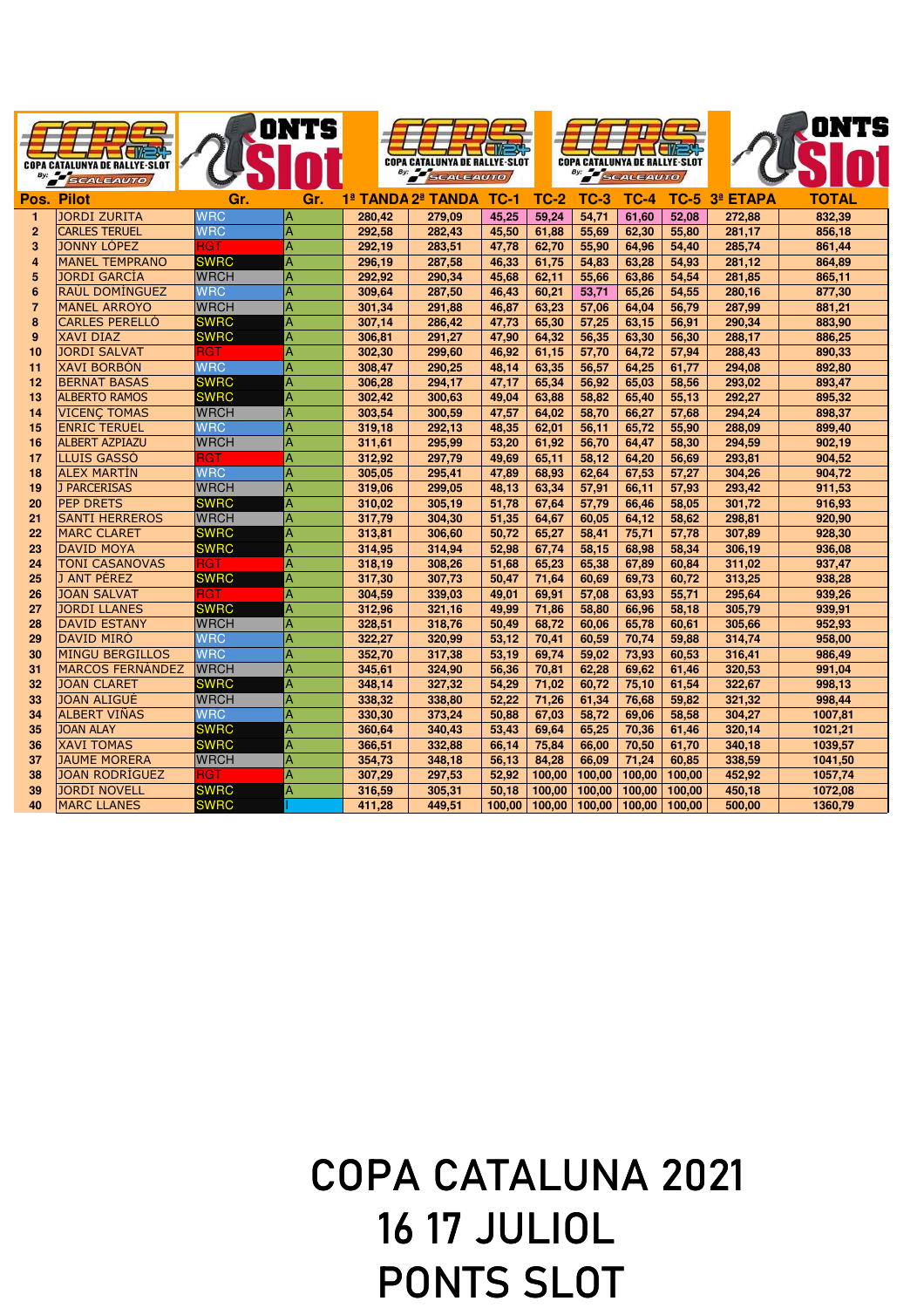| Pos. | Pilot | Gr. | Gr. | 1ª TANDA | 2ª TANDA | TC-1 | TC-2 | TC-3 | TC-4 | TC-5 | 3ª ETAPA | TOTAL |
|---|---|---|---|---|---|---|---|---|---|---|---|---|
| 1 | JORDI ZURITA | WRC | A | 280,42 | 279,09 | 45,25 | 59,24 | 54,71 | 61,60 | 52,08 | 272,88 | 832,39 |
| 2 | CARLES TERUEL | WRC | A | 292,58 | 282,43 | 45,50 | 61,88 | 55,69 | 62,30 | 55,80 | 281,17 | 856,18 |
| 3 | JONNY LÓPEZ | RGT | A | 292,19 | 283,51 | 47,78 | 62,70 | 55,90 | 64,96 | 54,40 | 285,74 | 861,44 |
| 4 | MANEL TEMPRANO | SWRC | A | 296,19 | 287,58 | 46,33 | 61,75 | 54,83 | 63,28 | 54,93 | 281,12 | 864,89 |
| 5 | JORDI GARCÍA | WRCH | A | 292,92 | 290,34 | 45,68 | 62,11 | 55,66 | 63,86 | 54,54 | 281,85 | 865,11 |
| 6 | RAÚL DOMÍNGUEZ | WRC | A | 309,64 | 287,50 | 46,43 | 60,21 | 53,71 | 65,26 | 54,55 | 280,16 | 877,30 |
| 7 | MANEL ARROYO | WRCH | A | 301,34 | 291,88 | 46,87 | 63,23 | 57,06 | 64,04 | 56,79 | 287,99 | 881,21 |
| 8 | CARLES PERELLÓ | SWRC | A | 307,14 | 286,42 | 47,73 | 65,30 | 57,25 | 63,15 | 56,91 | 290,34 | 883,90 |
| 9 | XAVI DIAZ | SWRC | A | 306,81 | 291,27 | 47,90 | 64,32 | 56,35 | 63,30 | 56,30 | 288,17 | 886,25 |
| 10 | JORDI SALVAT | RGT | A | 302,30 | 299,60 | 46,92 | 61,15 | 57,70 | 64,72 | 57,94 | 288,43 | 890,33 |
| 11 | XAVI BORBÓN | WRC | A | 308,47 | 290,25 | 48,14 | 63,35 | 56,57 | 64,25 | 61,77 | 294,08 | 892,80 |
| 12 | BERNAT BASAS | SWRC | A | 306,28 | 294,17 | 47,17 | 65,34 | 56,92 | 65,03 | 58,56 | 293,02 | 893,47 |
| 13 | ALBERTO RAMOS | SWRC | A | 302,42 | 300,63 | 49,04 | 63,88 | 58,82 | 65,40 | 55,13 | 292,27 | 895,32 |
| 14 | VICENÇ TOMAS | WRCH | A | 303,54 | 300,59 | 47,57 | 64,02 | 58,70 | 66,27 | 57,68 | 294,24 | 898,37 |
| 15 | ENRIC TERUEL | WRC | A | 319,18 | 292,13 | 48,35 | 62,01 | 56,11 | 65,72 | 55,90 | 288,09 | 899,40 |
| 16 | ALBERT AZPIAZU | WRCH | A | 311,61 | 295,99 | 53,20 | 61,92 | 56,70 | 64,47 | 58,30 | 294,59 | 902,19 |
| 17 | LLUIS GASSÓ | RGT | A | 312,92 | 297,79 | 49,69 | 65,11 | 58,12 | 64,20 | 56,69 | 293,81 | 904,52 |
| 18 | ALEX MARTÍN | WRC | A | 305,05 | 295,41 | 47,89 | 68,93 | 62,64 | 67,53 | 57,27 | 304,26 | 904,72 |
| 19 | J PARCERISAS | WRCH | A | 319,06 | 299,05 | 48,13 | 63,34 | 57,91 | 66,11 | 57,93 | 293,42 | 911,53 |
| 20 | PEP DRETS | SWRC | A | 310,02 | 305,19 | 51,78 | 67,64 | 57,79 | 66,46 | 58,05 | 301,72 | 916,93 |
| 21 | SANTI HERREROS | WRCH | A | 317,79 | 304,30 | 51,35 | 64,67 | 60,05 | 64,12 | 58,62 | 298,81 | 920,90 |
| 22 | MARC CLARET | SWRC | A | 313,81 | 306,60 | 50,72 | 65,27 | 58,41 | 75,71 | 57,78 | 307,89 | 928,30 |
| 23 | DAVID MOYA | SWRC | A | 314,95 | 314,94 | 52,98 | 67,74 | 58,15 | 68,98 | 58,34 | 306,19 | 936,08 |
| 24 | TONI CASANOVAS | RGT | A | 318,19 | 308,26 | 51,68 | 65,23 | 65,38 | 67,89 | 60,84 | 311,02 | 937,47 |
| 25 | J ANT PÉREZ | SWRC | A | 317,30 | 307,73 | 50,47 | 71,64 | 60,69 | 69,73 | 60,72 | 313,25 | 938,28 |
| 26 | JOAN SALVAT | RGT | A | 304,59 | 339,03 | 49,01 | 69,91 | 57,08 | 63,93 | 55,71 | 295,64 | 939,26 |
| 27 | JORDI LLANES | SWRC | A | 312,96 | 321,16 | 49,99 | 71,86 | 58,80 | 66,96 | 58,18 | 305,79 | 939,91 |
| 28 | DAVID ESTANY | WRCH | A | 328,51 | 318,76 | 50,49 | 68,72 | 60,06 | 65,78 | 60,61 | 305,66 | 952,93 |
| 29 | DAVID MIRÓ | WRC | A | 322,27 | 320,99 | 53,12 | 70,41 | 60,59 | 70,74 | 59,88 | 314,74 | 958,00 |
| 30 | MINGU BERGILLOS | WRC | A | 352,70 | 317,38 | 53,19 | 69,74 | 59,02 | 73,93 | 60,53 | 316,41 | 986,49 |
| 31 | MARCOS FERNÁNDEZ | WRCH | A | 345,61 | 324,90 | 56,36 | 70,81 | 62,28 | 69,62 | 61,46 | 320,53 | 991,04 |
| 32 | JOAN CLARET | SWRC | A | 348,14 | 327,32 | 54,29 | 71,02 | 60,72 | 75,10 | 61,54 | 322,67 | 998,13 |
| 33 | JOAN ALIGUÉ | WRCH | A | 338,32 | 338,80 | 52,22 | 71,26 | 61,34 | 76,68 | 59,82 | 321,32 | 998,44 |
| 34 | ALBERT VIÑAS | WRC | A | 330,30 | 373,24 | 50,88 | 67,03 | 58,72 | 69,06 | 58,58 | 304,27 | 1007,81 |
| 35 | JOAN ALAY | SWRC | A | 360,64 | 340,43 | 53,43 | 69,64 | 65,25 | 70,36 | 61,46 | 320,14 | 1021,21 |
| 36 | XAVI TOMAS | SWRC | A | 366,51 | 332,88 | 66,14 | 75,84 | 66,00 | 70,50 | 61,70 | 340,18 | 1039,57 |
| 37 | JAUME MORERA | WRCH | A | 354,73 | 348,18 | 56,13 | 84,28 | 66,09 | 71,24 | 60,85 | 338,59 | 1041,50 |
| 38 | JOAN RODRÍGUEZ | RGT | A | 307,29 | 297,53 | 52,92 | 100,00 | 100,00 | 100,00 | 100,00 | 452,92 | 1057,74 |
| 39 | JORDI NOVELL | SWRC | A | 316,59 | 305,31 | 50,18 | 100,00 | 100,00 | 100,00 | 100,00 | 450,18 | 1072,08 |
| 40 | MARC LLANES | SWRC | I | 411,28 | 449,51 | 100,00 | 100,00 | 100,00 | 100,00 | 100,00 | 500,00 | 1360,79 |

# COPA CATALUNA 2021
# 16 17 JULIOL
# PONTS SLOT